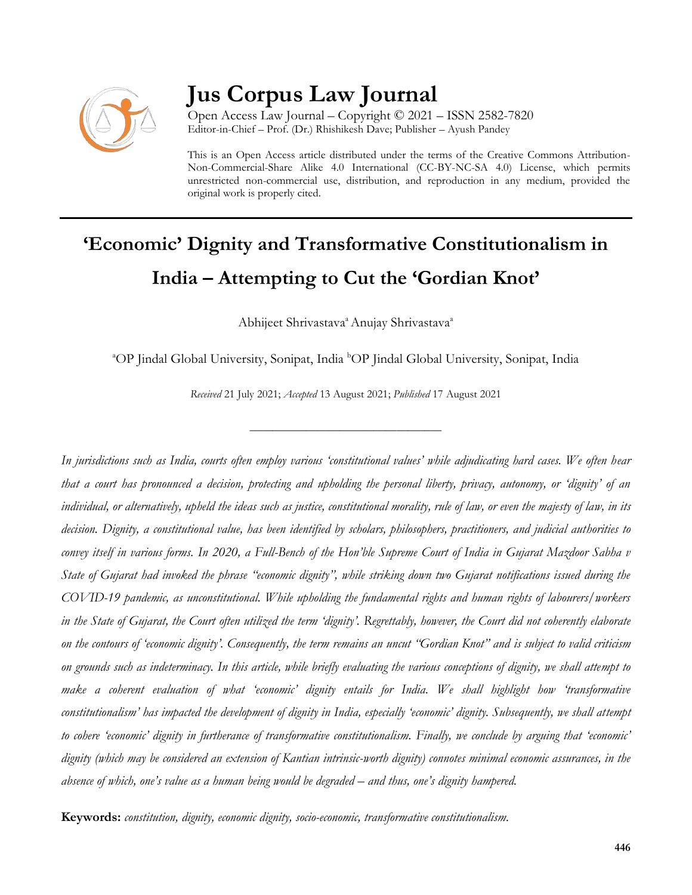# Jus Corpus Law Journal

Open Access Law Journal – Copyright © 2021 – ISSN 2582-7820
Editor-in-Chief – Prof. (Dr.) Rhishikesh Dave; Publisher – Ayush Pandey

This is an Open Access article distributed under the terms of the Creative Commons Attribution-Non-Commercial-Share Alike 4.0 International (CC-BY-NC-SA 4.0) License, which permits unrestricted non-commercial use, distribution, and reproduction in any medium, provided the original work is properly cited.

## 'Economic' Dignity and Transformative Constitutionalism in India – Attempting to Cut the 'Gordian Knot'

Abhijeet Shrivastava[a] Anujay Shrivastava[a]

[a]OP Jindal Global University, Sonipat, India [b]OP Jindal Global University, Sonipat, India

*Received* 21 July 2021; *Accepted* 13 August 2021; *Published* 17 August 2021

---

*In jurisdictions such as India, courts often employ various 'constitutional values' while adjudicating hard cases. We often hear that a court has pronounced a decision, protecting and upholding the personal liberty, privacy, autonomy, or 'dignity' of an individual, or alternatively, upheld the ideas such as justice, constitutional morality, rule of law, or even the majesty of law, in its decision. Dignity, a constitutional value, has been identified by scholars, philosophers, practitioners, and judicial authorities to convey itself in various forms. In 2020, a Full-Bench of the Hon'ble Supreme Court of India in Gujarat Mazdoor Sabha v State of Gujarat had invoked the phrase "economic dignity", while striking down two Gujarat notifications issued during the COVID-19 pandemic, as unconstitutional. While upholding the fundamental rights and human rights of labourers/workers in the State of Gujarat, the Court often utilized the term 'dignity'. Regrettably, however, the Court did not coherently elaborate on the contours of 'economic dignity'. Consequently, the term remains an uncut "Gordian Knot" and is subject to valid criticism on grounds such as indeterminacy. In this article, while briefly evaluating the various conceptions of dignity, we shall attempt to make a coherent evaluation of what 'economic' dignity entails for India. We shall highlight how 'transformative constitutionalism' has impacted the development of dignity in India, especially 'economic' dignity. Subsequently, we shall attempt to cohere 'economic' dignity in furtherance of transformative constitutionalism. Finally, we conclude by arguing that 'economic' dignity (which may be considered an extension of Kantian intrinsic-worth dignity) connotes minimal economic assurances, in the absence of which, one's value as a human being would be degraded – and thus, one's dignity hampered.*

**Keywords:** *constitution, dignity, economic dignity, socio-economic, transformative constitutionalism.*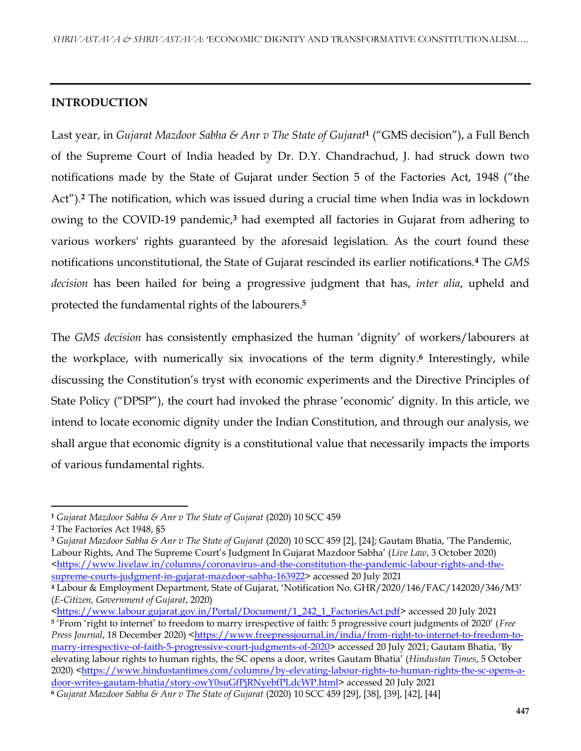## INTRODUCTION

Last year, in *Gujarat Mazdoor Sabha & Anr v The State of Gujarat*[1] ("GMS decision"), a Full Bench of the Supreme Court of India headed by Dr. D.Y. Chandrachud, J. had struck down two notifications made by the State of Gujarat under Section 5 of the Factories Act, 1948 ("the Act").[2] The notification, which was issued during a crucial time when India was in lockdown owing to the COVID-19 pandemic,[3] had exempted all factories in Gujarat from adhering to various workers' rights guaranteed by the aforesaid legislation. As the court found these notifications unconstitutional, the State of Gujarat rescinded its earlier notifications.[4] The *GMS decision* has been hailed for being a progressive judgment that has, *inter alia*, upheld and protected the fundamental rights of the labourers.[5]

The *GMS decision* has consistently emphasized the human 'dignity' of workers/labourers at the workplace, with numerically six invocations of the term dignity.[6] Interestingly, while discussing the Constitution's tryst with economic experiments and the Directive Principles of State Policy ("DPSP"), the court had invoked the phrase 'economic' dignity. In this article, we intend to locate economic dignity under the Indian Constitution, and through our analysis, we shall argue that economic dignity is a constitutional value that necessarily impacts the imports of various fundamental rights.

---

[1] *Gujarat Mazdoor Sabha & Anr v The State of Gujarat* (2020) 10 SCC 459

[2] The Factories Act 1948, §5

[3] *Gujarat Mazdoor Sabha & Anr v The State of Gujarat* (2020) 10 SCC 459 [2], [24]; Gautam Bhatia, 'The Pandemic, Labour Rights, And The Supreme Court's Judgment In Gujarat Mazdoor Sabha' (*Live Law*, 3 October 2020) <https://www.livelaw.in/columns/coronavirus-and-the-constitution-the-pandemic-labour-rights-and-the-supreme-courts-judgment-in-gujarat-mazdoor-sabha-163922> accessed 20 July 2021

[4] Labour & Employment Department, State of Gujarat, 'Notification No. GHR/2020/146/FAC/142020/346/M3' (*E-Citizen, Government of Gujarat*, 2020) <https://www.labour.gujarat.gov.in/Portal/Document/1_242_1_FactoriesAct.pdf> accessed 20 July 2021

[5] 'From 'right to internet' to freedom to marry irrespective of faith: 5 progressive court judgments of 2020' (*Free Press Journal*, 18 December 2020) <https://www.freepressjournal.in/india/from-right-to-internet-to-freedom-to-marry-irrespective-of-faith-5-progressive-court-judgments-of-2020> accessed 20 July 2021; Gautam Bhatia, 'By elevating labour rights to human rights, the SC opens a door, writes Gautam Bhatia' (*Hindustan Times*, 5 October 2020) <https://www.hindustantimes.com/columns/by-elevating-labour-rights-to-human-rights-the-sc-opens-a-door-writes-gautam-bhatia/story-owY0suGfPjRNyebfPLdcWP.html> accessed 20 July 2021

[6] *Gujarat Mazdoor Sabha & Anr v The State of Gujarat* (2020) 10 SCC 459 [29], [38], [39], [42], [44]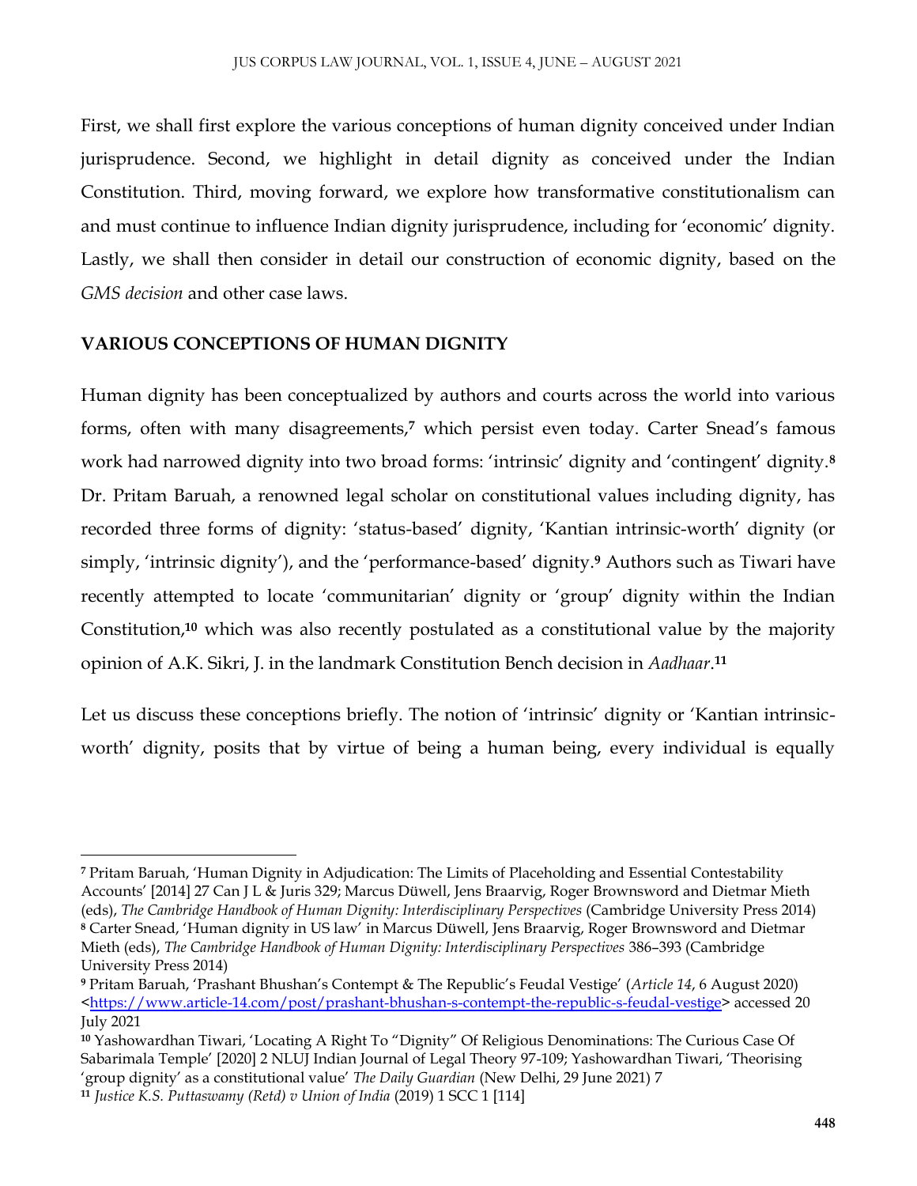First, we shall first explore the various conceptions of human dignity conceived under Indian jurisprudence. Second, we highlight in detail dignity as conceived under the Indian Constitution. Third, moving forward, we explore how transformative constitutionalism can and must continue to influence Indian dignity jurisprudence, including for 'economic' dignity. Lastly, we shall then consider in detail our construction of economic dignity, based on the *GMS decision* and other case laws.

## VARIOUS CONCEPTIONS OF HUMAN DIGNITY

Human dignity has been conceptualized by authors and courts across the world into various forms, often with many disagreements,[7] which persist even today. Carter Snead's famous work had narrowed dignity into two broad forms: 'intrinsic' dignity and 'contingent' dignity.[8] Dr. Pritam Baruah, a renowned legal scholar on constitutional values including dignity, has recorded three forms of dignity: 'status-based' dignity, 'Kantian intrinsic-worth' dignity (or simply, 'intrinsic dignity'), and the 'performance-based' dignity.[9] Authors such as Tiwari have recently attempted to locate 'communitarian' dignity or 'group' dignity within the Indian Constitution,[10] which was also recently postulated as a constitutional value by the majority opinion of A.K. Sikri, J. in the landmark Constitution Bench decision in *Aadhaar*.[11]

Let us discuss these conceptions briefly. The notion of 'intrinsic' dignity or 'Kantian intrinsic-worth' dignity, posits that by virtue of being a human being, every individual is equally

---

[7] Pritam Baruah, 'Human Dignity in Adjudication: The Limits of Placeholding and Essential Contestability Accounts' [2014] 27 Can J L & Juris 329; Marcus Düwell, Jens Braarvig, Roger Brownsword and Dietmar Mieth (eds), *The Cambridge Handbook of Human Dignity: Interdisciplinary Perspectives* (Cambridge University Press 2014)

[8] Carter Snead, 'Human dignity in US law' in Marcus Düwell, Jens Braarvig, Roger Brownsword and Dietmar Mieth (eds), *The Cambridge Handbook of Human Dignity: Interdisciplinary Perspectives* 386–393 (Cambridge University Press 2014)

[9] Pritam Baruah, 'Prashant Bhushan's Contempt & The Republic's Feudal Vestige' (*Article 14*, 6 August 2020) <https://www.article-14.com/post/prashant-bhushan-s-contempt-the-republic-s-feudal-vestige> accessed 20 July 2021

[10] Yashowardhan Tiwari, 'Locating A Right To "Dignity" Of Religious Denominations: The Curious Case Of Sabarimala Temple' [2020] 2 NLUJ Indian Journal of Legal Theory 97-109; Yashowardhan Tiwari, 'Theorising 'group dignity' as a constitutional value' *The Daily Guardian* (New Delhi, 29 June 2021) 7

[11] *Justice K.S. Puttaswamy (Retd) v Union of India* (2019) 1 SCC 1 [114]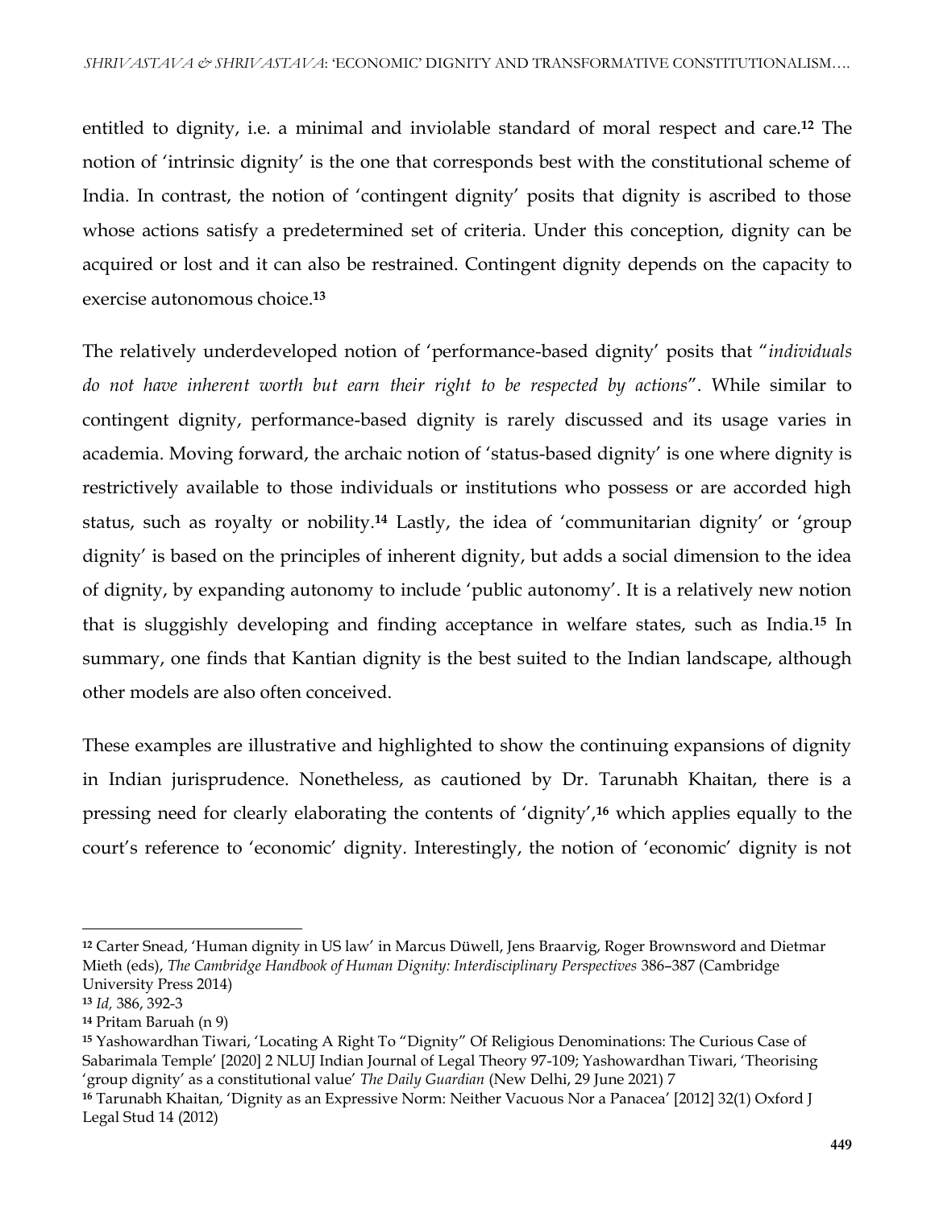entitled to dignity, i.e. a minimal and inviolable standard of moral respect and care.[12] The notion of 'intrinsic dignity' is the one that corresponds best with the constitutional scheme of India. In contrast, the notion of 'contingent dignity' posits that dignity is ascribed to those whose actions satisfy a predetermined set of criteria. Under this conception, dignity can be acquired or lost and it can also be restrained. Contingent dignity depends on the capacity to exercise autonomous choice.[13]

The relatively underdeveloped notion of 'performance-based dignity' posits that "*individuals do not have inherent worth but earn their right to be respected by actions*". While similar to contingent dignity, performance-based dignity is rarely discussed and its usage varies in academia. Moving forward, the archaic notion of 'status-based dignity' is one where dignity is restrictively available to those individuals or institutions who possess or are accorded high status, such as royalty or nobility.[14] Lastly, the idea of 'communitarian dignity' or 'group dignity' is based on the principles of inherent dignity, but adds a social dimension to the idea of dignity, by expanding autonomy to include 'public autonomy'. It is a relatively new notion that is sluggishly developing and finding acceptance in welfare states, such as India.[15] In summary, one finds that Kantian dignity is the best suited to the Indian landscape, although other models are also often conceived.

These examples are illustrative and highlighted to show the continuing expansions of dignity in Indian jurisprudence. Nonetheless, as cautioned by Dr. Tarunabh Khaitan, there is a pressing need for clearly elaborating the contents of 'dignity',[16] which applies equally to the court's reference to 'economic' dignity. Interestingly, the notion of 'economic' dignity is not

---

[12] Carter Snead, 'Human dignity in US law' in Marcus Düwell, Jens Braarvig, Roger Brownsword and Dietmar Mieth (eds), *The Cambridge Handbook of Human Dignity: Interdisciplinary Perspectives* 386–387 (Cambridge University Press 2014)

[13] *Id,* 386, 392-3

[14] Pritam Baruah (n 9)

[15] Yashowardhan Tiwari, 'Locating A Right To "Dignity" Of Religious Denominations: The Curious Case of Sabarimala Temple' [2020] 2 NLUJ Indian Journal of Legal Theory 97-109; Yashowardhan Tiwari, 'Theorising 'group dignity' as a constitutional value' *The Daily Guardian* (New Delhi, 29 June 2021) 7

[16] Tarunabh Khaitan, 'Dignity as an Expressive Norm: Neither Vacuous Nor a Panacea' [2012] 32(1) Oxford J Legal Stud 14 (2012)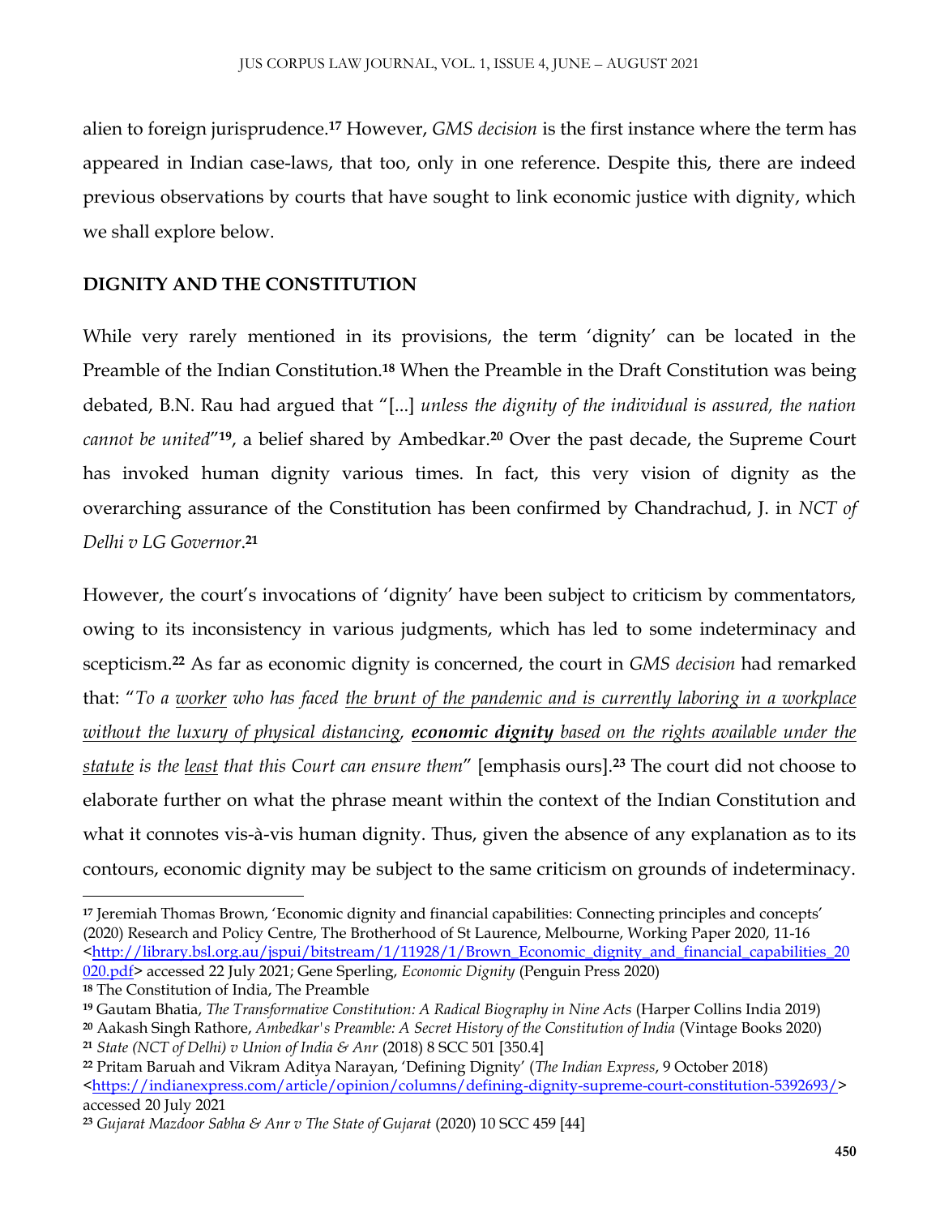alien to foreign jurisprudence.[17] However, *GMS decision* is the first instance where the term has appeared in Indian case-laws, that too, only in one reference. Despite this, there are indeed previous observations by courts that have sought to link economic justice with dignity, which we shall explore below.

## DIGNITY AND THE CONSTITUTION

While very rarely mentioned in its provisions, the term 'dignity' can be located in the Preamble of the Indian Constitution.[18] When the Preamble in the Draft Constitution was being debated, B.N. Rau had argued that "[...] *unless the dignity of the individual is assured, the nation cannot be united*"[19], a belief shared by Ambedkar.[20] Over the past decade, the Supreme Court has invoked human dignity various times. In fact, this very vision of dignity as the overarching assurance of the Constitution has been confirmed by Chandrachud, J. in *NCT of Delhi v LG Governor*.[21]

However, the court's invocations of 'dignity' have been subject to criticism by commentators, owing to its inconsistency in various judgments, which has led to some indeterminacy and scepticism.[22] As far as economic dignity is concerned, the court in *GMS decision* had remarked that: "*To a worker who has faced the brunt of the pandemic and is currently laboring in a workplace without the luxury of physical distancing, **economic dignity** based on the rights available under the statute is the least that this Court can ensure them*" [emphasis ours].[23] The court did not choose to elaborate further on what the phrase meant within the context of the Indian Constitution and what it connotes vis-à-vis human dignity. Thus, given the absence of any explanation as to its contours, economic dignity may be subject to the same criticism on grounds of indeterminacy.

---

[17] Jeremiah Thomas Brown, 'Economic dignity and financial capabilities: Connecting principles and concepts' (2020) Research and Policy Centre, The Brotherhood of St Laurence, Melbourne, Working Paper 2020, 11-16 <http://library.bsl.org.au/jspui/bitstream/1/11928/1/Brown_Economic_dignity_and_financial_capabilities_2020.pdf> accessed 22 July 2021; Gene Sperling, *Economic Dignity* (Penguin Press 2020)

[18] The Constitution of India, The Preamble

[19] Gautam Bhatia, *The Transformative Constitution: A Radical Biography in Nine Acts* (Harper Collins India 2019)

[20] Aakash Singh Rathore, *Ambedkar's Preamble: A Secret History of the Constitution of India* (Vintage Books 2020)

[21] *State (NCT of Delhi) v Union of India & Anr* (2018) 8 SCC 501 [350.4]

[22] Pritam Baruah and Vikram Aditya Narayan, 'Defining Dignity' (*The Indian Express*, 9 October 2018) <https://indianexpress.com/article/opinion/columns/defining-dignity-supreme-court-constitution-5392693/> accessed 20 July 2021

[23] *Gujarat Mazdoor Sabha & Anr v The State of Gujarat* (2020) 10 SCC 459 [44]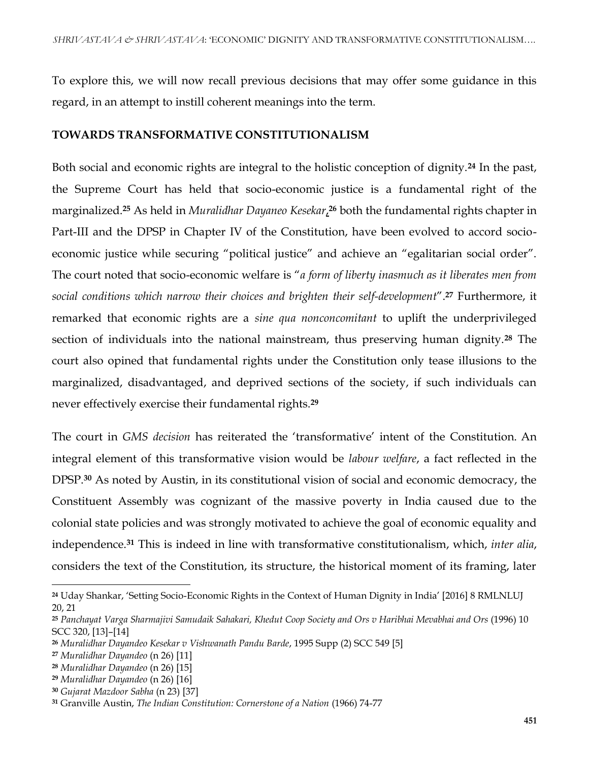To explore this, we will now recall previous decisions that may offer some guidance in this regard, in an attempt to instill coherent meanings into the term.

## TOWARDS TRANSFORMATIVE CONSTITUTIONALISM

Both social and economic rights are integral to the holistic conception of dignity.[24] In the past, the Supreme Court has held that socio-economic justice is a fundamental right of the marginalized.[25] As held in *Muralidhar Dayaneo Kesekar*,[26] both the fundamental rights chapter in Part-III and the DPSP in Chapter IV of the Constitution, have been evolved to accord socio-economic justice while securing "political justice" and achieve an "egalitarian social order". The court noted that socio-economic welfare is "*a form of liberty inasmuch as it liberates men from social conditions which narrow their choices and brighten their self-development*".[27] Furthermore, it remarked that economic rights are a *sine qua nonconcomitant* to uplift the underprivileged section of individuals into the national mainstream, thus preserving human dignity.[28] The court also opined that fundamental rights under the Constitution only tease illusions to the marginalized, disadvantaged, and deprived sections of the society, if such individuals can never effectively exercise their fundamental rights.[29]

The court in *GMS decision* has reiterated the 'transformative' intent of the Constitution. An integral element of this transformative vision would be *labour welfare*, a fact reflected in the DPSP.[30] As noted by Austin, in its constitutional vision of social and economic democracy, the Constituent Assembly was cognizant of the massive poverty in India caused due to the colonial state policies and was strongly motivated to achieve the goal of economic equality and independence.[31] This is indeed in line with transformative constitutionalism, which, *inter alia*, considers the text of the Constitution, its structure, the historical moment of its framing, later

---

[24] Uday Shankar, 'Setting Socio-Economic Rights in the Context of Human Dignity in India' [2016] 8 RMLNLUJ 20, 21

[25] *Panchayat Varga Sharmajivi Samudaik Sahakari, Khedut Coop Society and Ors v Haribhai Mevabhai and Ors* (1996) 10 SCC 320, [13]–[14]

[26] *Muralidhar Dayandeo Kesekar v Vishwanath Pandu Barde*, 1995 Supp (2) SCC 549 [5]

[27] *Muralidhar Dayandeo* (n 26) [11]

[28] *Muralidhar Dayandeo* (n 26) [15]

[29] *Muralidhar Dayandeo* (n 26) [16]

[30] *Gujarat Mazdoor Sabha* (n 23) [37]

[31] Granville Austin, *The Indian Constitution: Cornerstone of a Nation* (1966) 74-77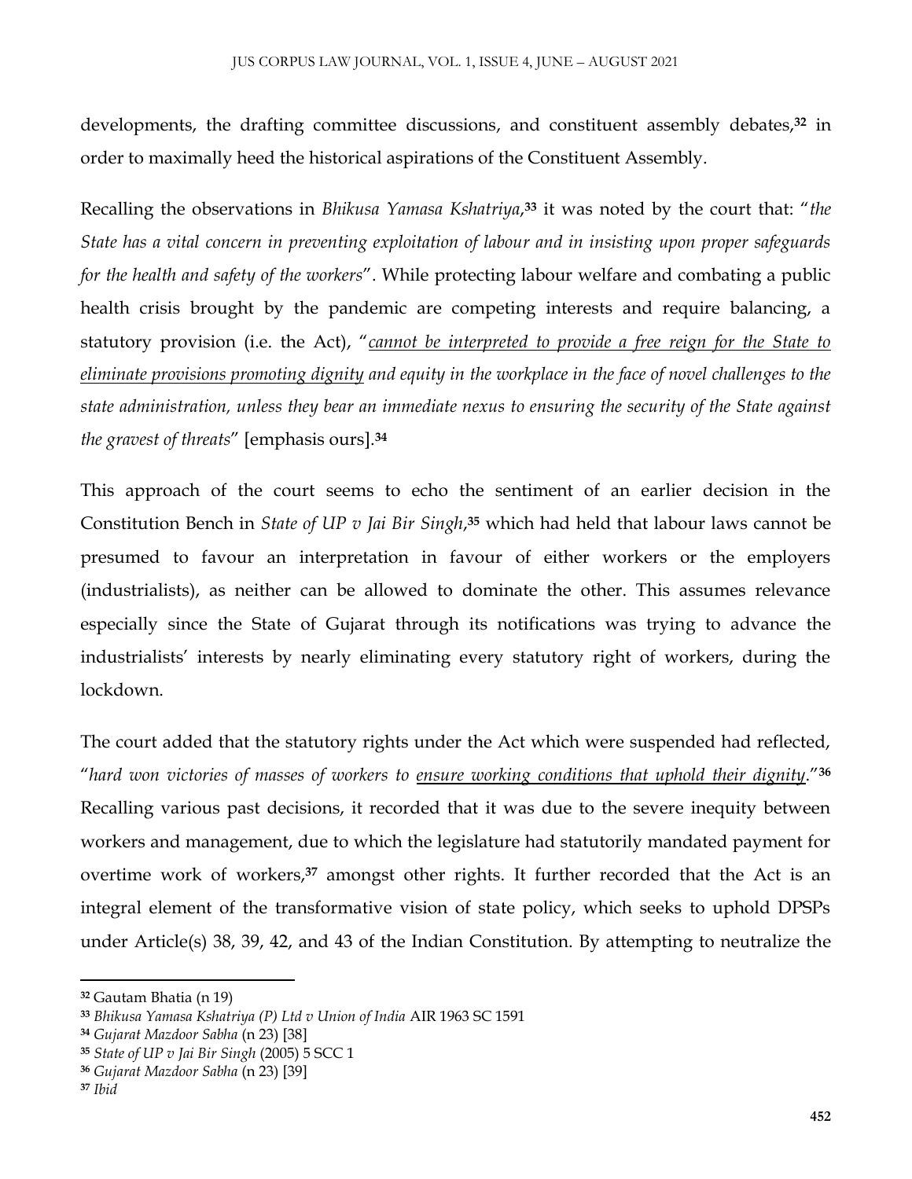developments, the drafting committee discussions, and constituent assembly debates,[32] in order to maximally heed the historical aspirations of the Constituent Assembly.

Recalling the observations in *Bhikusa Yamasa Kshatriya*,[33] it was noted by the court that: "*the State has a vital concern in preventing exploitation of labour and in insisting upon proper safeguards for the health and safety of the workers*". While protecting labour welfare and combating a public health crisis brought by the pandemic are competing interests and require balancing, a statutory provision (i.e. the Act), "*cannot be interpreted to provide a free reign for the State to eliminate provisions promoting dignity and equity in the workplace in the face of novel challenges to the state administration, unless they bear an immediate nexus to ensuring the security of the State against the gravest of threats*" [emphasis ours].[34]

This approach of the court seems to echo the sentiment of an earlier decision in the Constitution Bench in *State of UP v Jai Bir Singh*,[35] which had held that labour laws cannot be presumed to favour an interpretation in favour of either workers or the employers (industrialists), as neither can be allowed to dominate the other. This assumes relevance especially since the State of Gujarat through its notifications was trying to advance the industrialists' interests by nearly eliminating every statutory right of workers, during the lockdown.

The court added that the statutory rights under the Act which were suspended had reflected, "*hard won victories of masses of workers to ensure working conditions that uphold their dignity*."[36] Recalling various past decisions, it recorded that it was due to the severe inequity between workers and management, due to which the legislature had statutorily mandated payment for overtime work of workers,[37] amongst other rights. It further recorded that the Act is an integral element of the transformative vision of state policy, which seeks to uphold DPSPs under Article(s) 38, 39, 42, and 43 of the Indian Constitution. By attempting to neutralize the

---

[32] Gautam Bhatia (n 19)

[33] *Bhikusa Yamasa Kshatriya (P) Ltd v Union of India* AIR 1963 SC 1591

[34] *Gujarat Mazdoor Sabha* (n 23) [38]

[35] *State of UP v Jai Bir Singh* (2005) 5 SCC 1

[36] *Gujarat Mazdoor Sabha* (n 23) [39]

[37] *Ibid*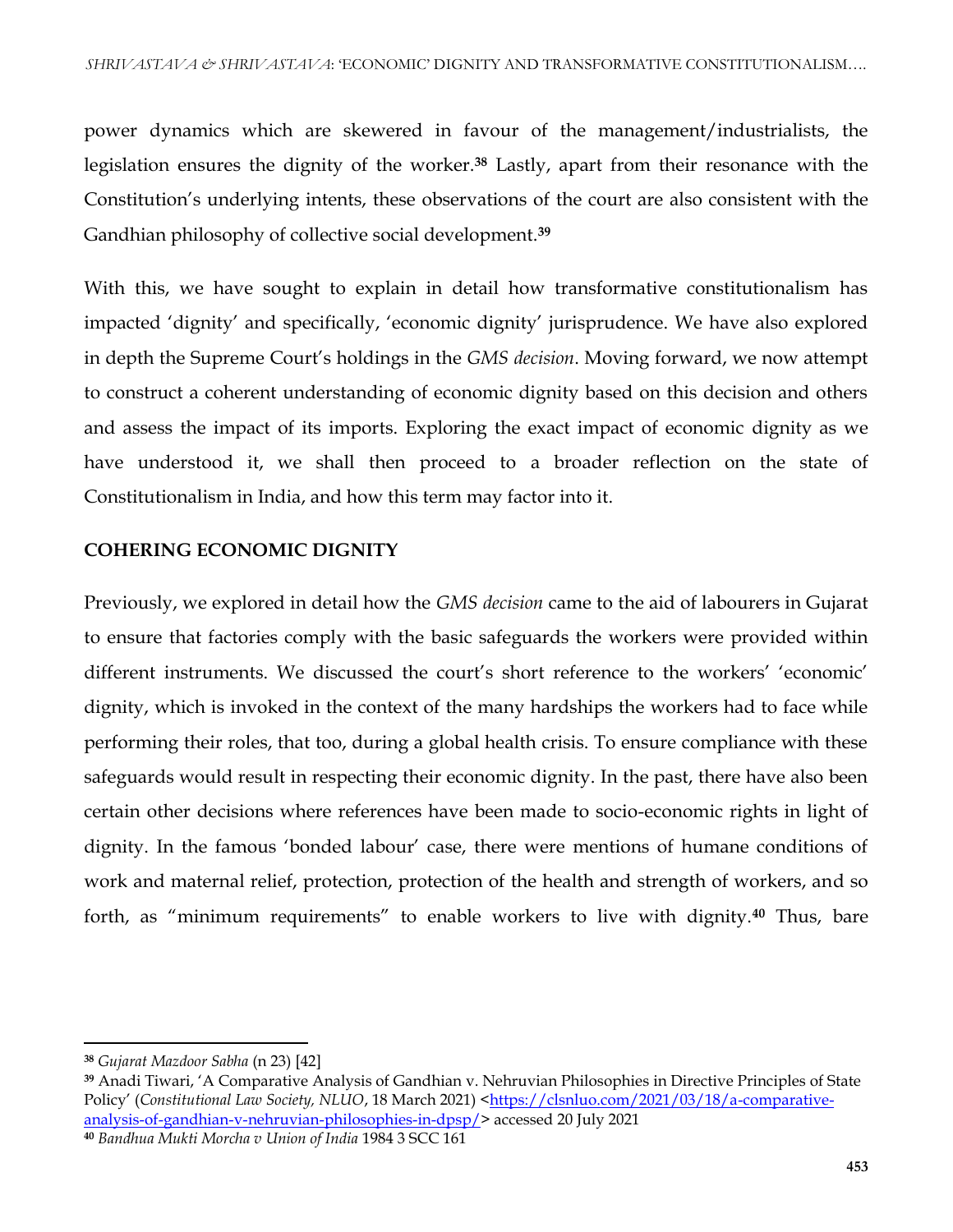power dynamics which are skewered in favour of the management/industrialists, the legislation ensures the dignity of the worker.[38] Lastly, apart from their resonance with the Constitution's underlying intents, these observations of the court are also consistent with the Gandhian philosophy of collective social development.[39]

With this, we have sought to explain in detail how transformative constitutionalism has impacted 'dignity' and specifically, 'economic dignity' jurisprudence. We have also explored in depth the Supreme Court's holdings in the *GMS decision*. Moving forward, we now attempt to construct a coherent understanding of economic dignity based on this decision and others and assess the impact of its imports. Exploring the exact impact of economic dignity as we have understood it, we shall then proceed to a broader reflection on the state of Constitutionalism in India, and how this term may factor into it.

## COHERING ECONOMIC DIGNITY

Previously, we explored in detail how the *GMS decision* came to the aid of labourers in Gujarat to ensure that factories comply with the basic safeguards the workers were provided within different instruments. We discussed the court's short reference to the workers' 'economic' dignity, which is invoked in the context of the many hardships the workers had to face while performing their roles, that too, during a global health crisis. To ensure compliance with these safeguards would result in respecting their economic dignity. In the past, there have also been certain other decisions where references have been made to socio-economic rights in light of dignity. In the famous 'bonded labour' case, there were mentions of humane conditions of work and maternal relief, protection, protection of the health and strength of workers, and so forth, as "minimum requirements" to enable workers to live with dignity.[40] Thus, bare

---

[38] *Gujarat Mazdoor Sabha* (n 23) [42]

[39] Anadi Tiwari, 'A Comparative Analysis of Gandhian v. Nehruvian Philosophies in Directive Principles of State Policy' (*Constitutional Law Society, NLUO*, 18 March 2021) <https://clsnluo.com/2021/03/18/a-comparative-analysis-of-gandhian-v-nehruvian-philosophies-in-dpsp/> accessed 20 July 2021

[40] *Bandhua Mukti Morcha v Union of India* 1984 3 SCC 161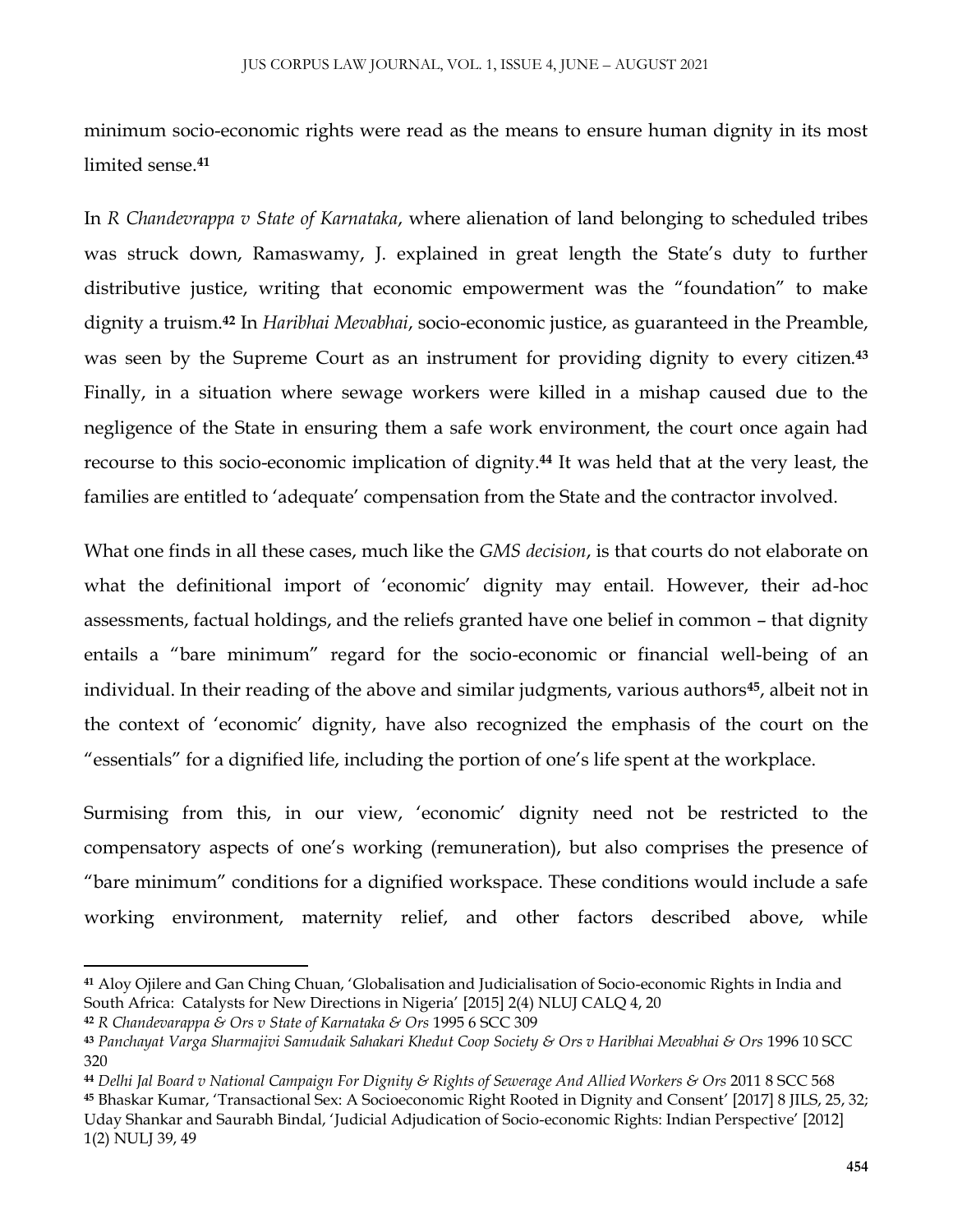minimum socio-economic rights were read as the means to ensure human dignity in its most limited sense.[41]

In *R Chandevrappa v State of Karnataka*, where alienation of land belonging to scheduled tribes was struck down, Ramaswamy, J. explained in great length the State's duty to further distributive justice, writing that economic empowerment was the "foundation" to make dignity a truism.[42] In *Haribhai Mevabhai*, socio-economic justice, as guaranteed in the Preamble, was seen by the Supreme Court as an instrument for providing dignity to every citizen.[43] Finally, in a situation where sewage workers were killed in a mishap caused due to the negligence of the State in ensuring them a safe work environment, the court once again had recourse to this socio-economic implication of dignity.[44] It was held that at the very least, the families are entitled to 'adequate' compensation from the State and the contractor involved.

What one finds in all these cases, much like the *GMS decision*, is that courts do not elaborate on what the definitional import of 'economic' dignity may entail. However, their ad-hoc assessments, factual holdings, and the reliefs granted have one belief in common – that dignity entails a "bare minimum" regard for the socio-economic or financial well-being of an individual. In their reading of the above and similar judgments, various authors[45], albeit not in the context of 'economic' dignity, have also recognized the emphasis of the court on the "essentials" for a dignified life, including the portion of one's life spent at the workplace.

Surmising from this, in our view, 'economic' dignity need not be restricted to the compensatory aspects of one's working (remuneration), but also comprises the presence of "bare minimum" conditions for a dignified workspace. These conditions would include a safe working environment, maternity relief, and other factors described above, while

---

[41] Aloy Ojilere and Gan Ching Chuan, 'Globalisation and Judicialisation of Socio-economic Rights in India and South Africa: Catalysts for New Directions in Nigeria' [2015] 2(4) NLUJ CALQ 4, 20

[42] *R Chandevarappa & Ors v State of Karnataka & Ors* 1995 6 SCC 309

[43] *Panchayat Varga Sharmajivi Samudaik Sahakari Khedut Coop Society & Ors v Haribhai Mevabhai & Ors* 1996 10 SCC 320

[44] *Delhi Jal Board v National Campaign For Dignity & Rights of Sewerage And Allied Workers & Ors* 2011 8 SCC 568

[45] Bhaskar Kumar, 'Transactional Sex: A Socioeconomic Right Rooted in Dignity and Consent' [2017] 8 JILS, 25, 32; Uday Shankar and Saurabh Bindal, 'Judicial Adjudication of Socio-economic Rights: Indian Perspective' [2012] 1(2) NULJ 39, 49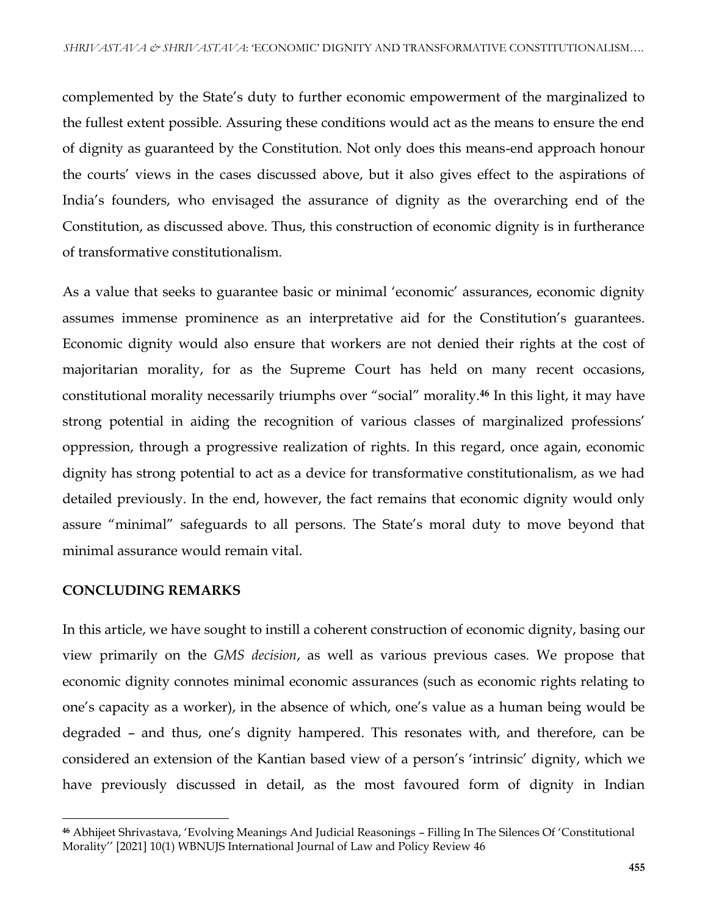complemented by the State's duty to further economic empowerment of the marginalized to the fullest extent possible. Assuring these conditions would act as the means to ensure the end of dignity as guaranteed by the Constitution. Not only does this means-end approach honour the courts' views in the cases discussed above, but it also gives effect to the aspirations of India's founders, who envisaged the assurance of dignity as the overarching end of the Constitution, as discussed above. Thus, this construction of economic dignity is in furtherance of transformative constitutionalism.

As a value that seeks to guarantee basic or minimal 'economic' assurances, economic dignity assumes immense prominence as an interpretative aid for the Constitution's guarantees. Economic dignity would also ensure that workers are not denied their rights at the cost of majoritarian morality, for as the Supreme Court has held on many recent occasions, constitutional morality necessarily triumphs over "social" morality.[46] In this light, it may have strong potential in aiding the recognition of various classes of marginalized professions' oppression, through a progressive realization of rights. In this regard, once again, economic dignity has strong potential to act as a device for transformative constitutionalism, as we had detailed previously. In the end, however, the fact remains that economic dignity would only assure "minimal" safeguards to all persons. The State's moral duty to move beyond that minimal assurance would remain vital.

## CONCLUDING REMARKS

In this article, we have sought to instill a coherent construction of economic dignity, basing our view primarily on the *GMS decision*, as well as various previous cases. We propose that economic dignity connotes minimal economic assurances (such as economic rights relating to one's capacity as a worker), in the absence of which, one's value as a human being would be degraded – and thus, one's dignity hampered. This resonates with, and therefore, can be considered an extension of the Kantian based view of a person's 'intrinsic' dignity, which we have previously discussed in detail, as the most favoured form of dignity in Indian

---

[46] Abhijeet Shrivastava, 'Evolving Meanings And Judicial Reasonings – Filling In The Silences Of 'Constitutional Morality'' [2021] 10(1) WBNUJS International Journal of Law and Policy Review 46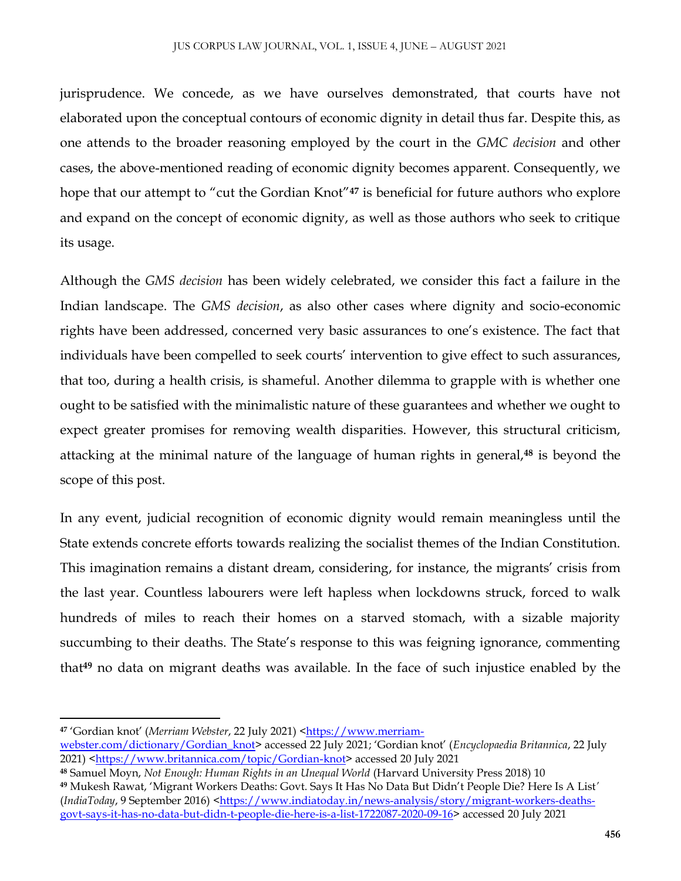jurisprudence. We concede, as we have ourselves demonstrated, that courts have not elaborated upon the conceptual contours of economic dignity in detail thus far. Despite this, as one attends to the broader reasoning employed by the court in the *GMC decision* and other cases, the above-mentioned reading of economic dignity becomes apparent. Consequently, we hope that our attempt to "cut the Gordian Knot"[47] is beneficial for future authors who explore and expand on the concept of economic dignity, as well as those authors who seek to critique its usage.

Although the *GMS decision* has been widely celebrated, we consider this fact a failure in the Indian landscape. The *GMS decision*, as also other cases where dignity and socio-economic rights have been addressed, concerned very basic assurances to one's existence. The fact that individuals have been compelled to seek courts' intervention to give effect to such assurances, that too, during a health crisis, is shameful. Another dilemma to grapple with is whether one ought to be satisfied with the minimalistic nature of these guarantees and whether we ought to expect greater promises for removing wealth disparities. However, this structural criticism, attacking at the minimal nature of the language of human rights in general,[48] is beyond the scope of this post.

In any event, judicial recognition of economic dignity would remain meaningless until the State extends concrete efforts towards realizing the socialist themes of the Indian Constitution. This imagination remains a distant dream, considering, for instance, the migrants' crisis from the last year. Countless labourers were left hapless when lockdowns struck, forced to walk hundreds of miles to reach their homes on a starved stomach, with a sizable majority succumbing to their deaths. The State's response to this was feigning ignorance, commenting that[49] no data on migrant deaths was available. In the face of such injustice enabled by the

---

[47] 'Gordian knot' (*Merriam Webster*, 22 July 2021) <https://www.merriam-webster.com/dictionary/Gordian_knot> accessed 22 July 2021; 'Gordian knot' (*Encyclopaedia Britannica*, 22 July 2021) <https://www.britannica.com/topic/Gordian-knot> accessed 20 July 2021

[48] Samuel Moyn, *Not Enough: Human Rights in an Unequal World* (Harvard University Press 2018) 10

[49] Mukesh Rawat, 'Migrant Workers Deaths: Govt. Says It Has No Data But Didn't People Die? Here Is A List' (*IndiaToday*, 9 September 2016) <https://www.indiatoday.in/news-analysis/story/migrant-workers-deaths-govt-says-it-has-no-data-but-didn-t-people-die-here-is-a-list-1722087-2020-09-16> accessed 20 July 2021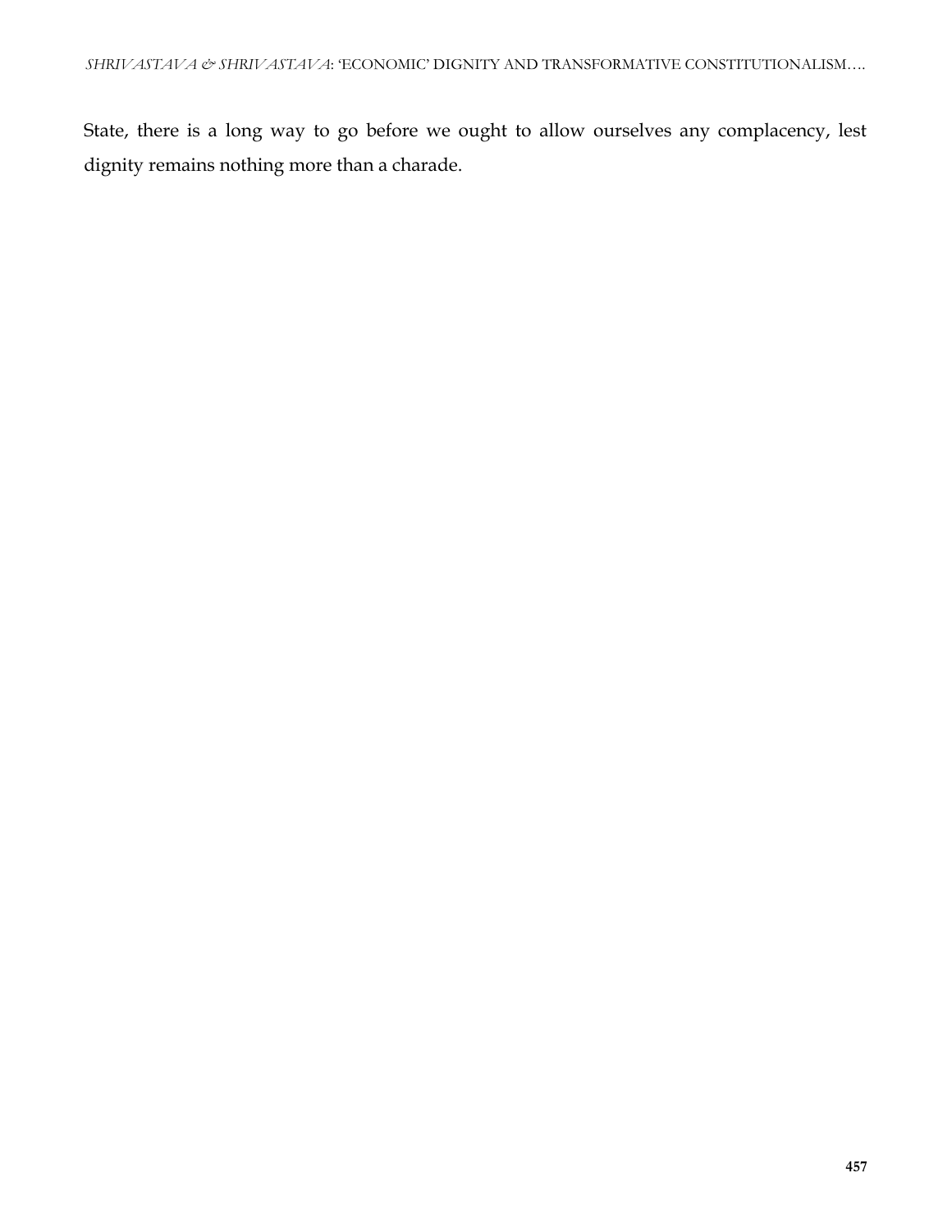State, there is a long way to go before we ought to allow ourselves any complacency, lest dignity remains nothing more than a charade.